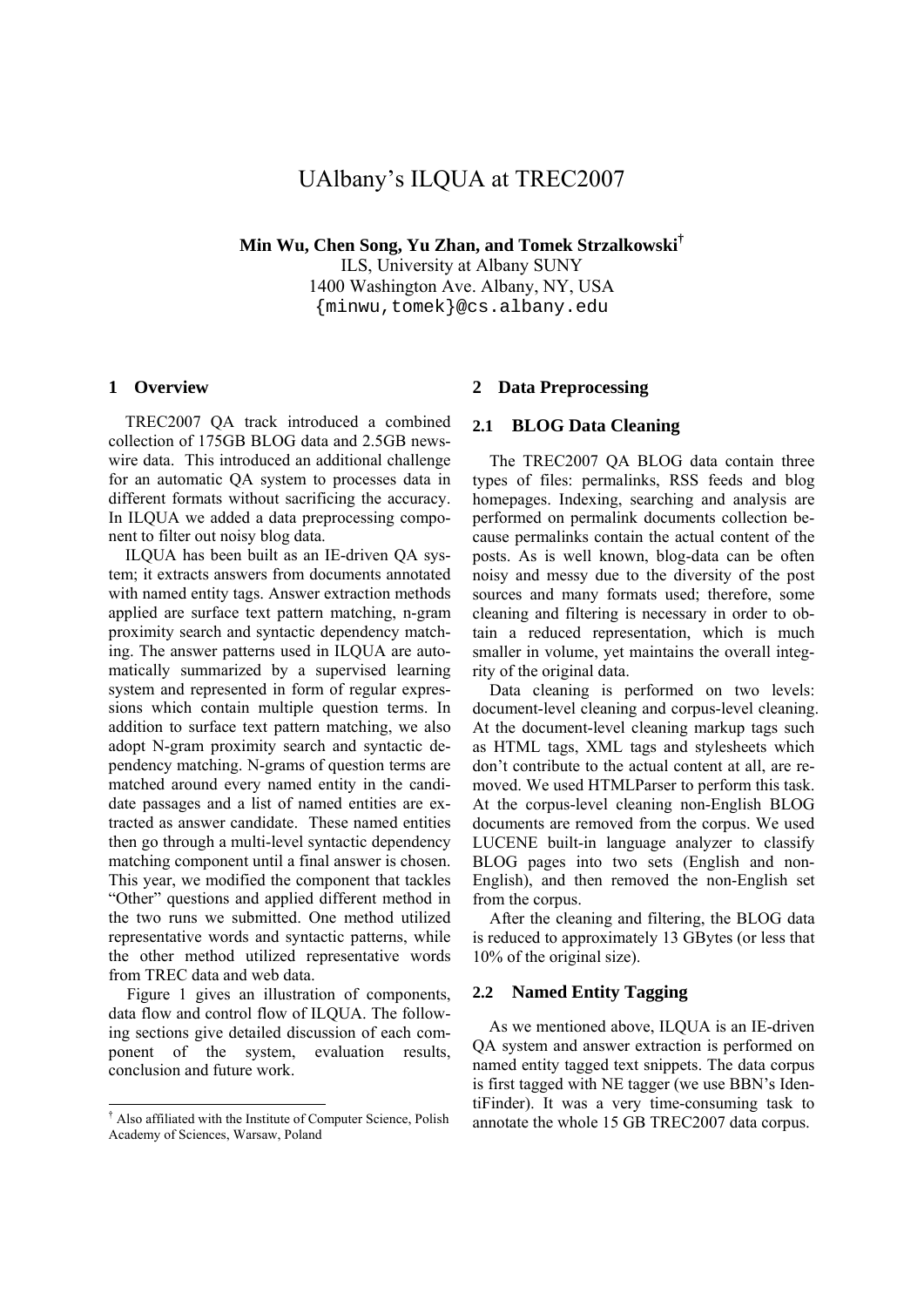# UAlbany's ILQUA at TREC2007

**Min Wu, Chen Song, Yu Zhan, and Tomek Strzalkowski**[†]
ILS, University at Albany SUNY
1400 Washington Ave. Albany, NY, USA
{minwu,tomek}@cs.albany.edu

## 1 Overview

TREC2007 QA track introduced a combined collection of 175GB BLOG data and 2.5GB newswire data. This introduced an additional challenge for an automatic QA system to processes data in different formats without sacrificing the accuracy. In ILQUA we added a data preprocessing component to filter out noisy blog data.

ILQUA has been built as an IE-driven QA system; it extracts answers from documents annotated with named entity tags. Answer extraction methods applied are surface text pattern matching, n-gram proximity search and syntactic dependency matching. The answer patterns used in ILQUA are automatically summarized by a supervised learning system and represented in form of regular expressions which contain multiple question terms. In addition to surface text pattern matching, we also adopt N-gram proximity search and syntactic dependency matching. N-grams of question terms are matched around every named entity in the candidate passages and a list of named entities are extracted as answer candidate. These named entities then go through a multi-level syntactic dependency matching component until a final answer is chosen. This year, we modified the component that tackles "Other" questions and applied different method in the two runs we submitted. One method utilized representative words and syntactic patterns, while the other method utilized representative words from TREC data and web data.

Figure 1 gives an illustration of components, data flow and control flow of ILQUA. The following sections give detailed discussion of each component of the system, evaluation results, conclusion and future work.

## 2 Data Preprocessing

### 2.1 BLOG Data Cleaning

The TREC2007 QA BLOG data contain three types of files: permalinks, RSS feeds and blog homepages. Indexing, searching and analysis are performed on permalink documents collection because permalinks contain the actual content of the posts. As is well known, blog-data can be often noisy and messy due to the diversity of the post sources and many formats used; therefore, some cleaning and filtering is necessary in order to obtain a reduced representation, which is much smaller in volume, yet maintains the overall integrity of the original data.

Data cleaning is performed on two levels: document-level cleaning and corpus-level cleaning. At the document-level cleaning markup tags such as HTML tags, XML tags and stylesheets which don't contribute to the actual content at all, are removed. We used HTMLParser to perform this task. At the corpus-level cleaning non-English BLOG documents are removed from the corpus. We used LUCENE built-in language analyzer to classify BLOG pages into two sets (English and non-English), and then removed the non-English set from the corpus.

After the cleaning and filtering, the BLOG data is reduced to approximately 13 GBytes (or less that 10% of the original size).

### 2.2 Named Entity Tagging

As we mentioned above, ILQUA is an IE-driven QA system and answer extraction is performed on named entity tagged text snippets. The data corpus is first tagged with NE tagger (we use BBN's IdentiFinder). It was a very time-consuming task to annotate the whole 15 GB TREC2007 data corpus.

---

[†] Also affiliated with the Institute of Computer Science, Polish Academy of Sciences, Warsaw, Poland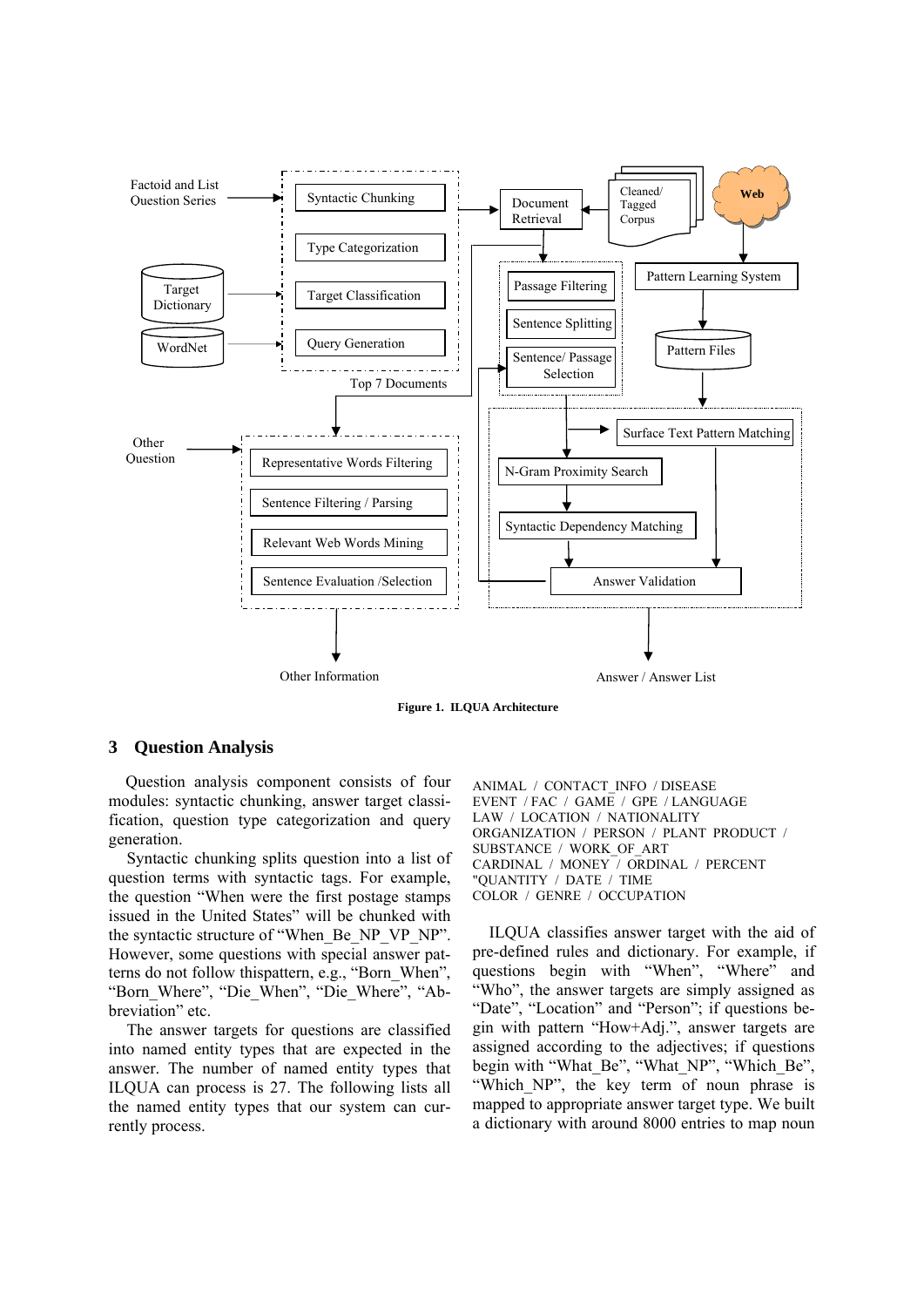Figure 1. ILQUA Architecture

## 3 Question Analysis

Question analysis component consists of four modules: syntactic chunking, answer target classification, question type categorization and query generation.

Syntactic chunking splits question into a list of question terms with syntactic tags. For example, the question "When were the first postage stamps issued in the United States" will be chunked with the syntactic structure of "When_Be_NP_VP_NP". However, some questions with special answer patterns do not follow thispattern, e.g., "Born_When", "Born_Where", "Die_When", "Die_Where", "Abbreviation" etc.

The answer targets for questions are classified into named entity types that are expected in the answer. The number of named entity types that ILQUA can process is 27. The following lists all the named entity types that our system can currently process.

ANIMAL / CONTACT_INFO / DISEASE
EVENT / FAC / GAME / GPE / LANGUAGE
LAW / LOCATION / NATIONALITY
ORGANIZATION / PERSON / PLANT PRODUCT /
SUBSTANCE / WORK_OF_ART
CARDINAL / MONEY / ORDINAL / PERCENT
"QUANTITY / DATE / TIME
COLOR / GENRE / OCCUPATION

ILQUA classifies answer target with the aid of pre-defined rules and dictionary. For example, if questions begin with "When", "Where" and "Who", the answer targets are simply assigned as "Date", "Location" and "Person"; if questions begin with pattern "How+Adj.", answer targets are assigned according to the adjectives; if questions begin with "What_Be", "What_NP", "Which_Be", "Which_NP", the key term of noun phrase is mapped to appropriate answer target type. We built a dictionary with around 8000 entries to map noun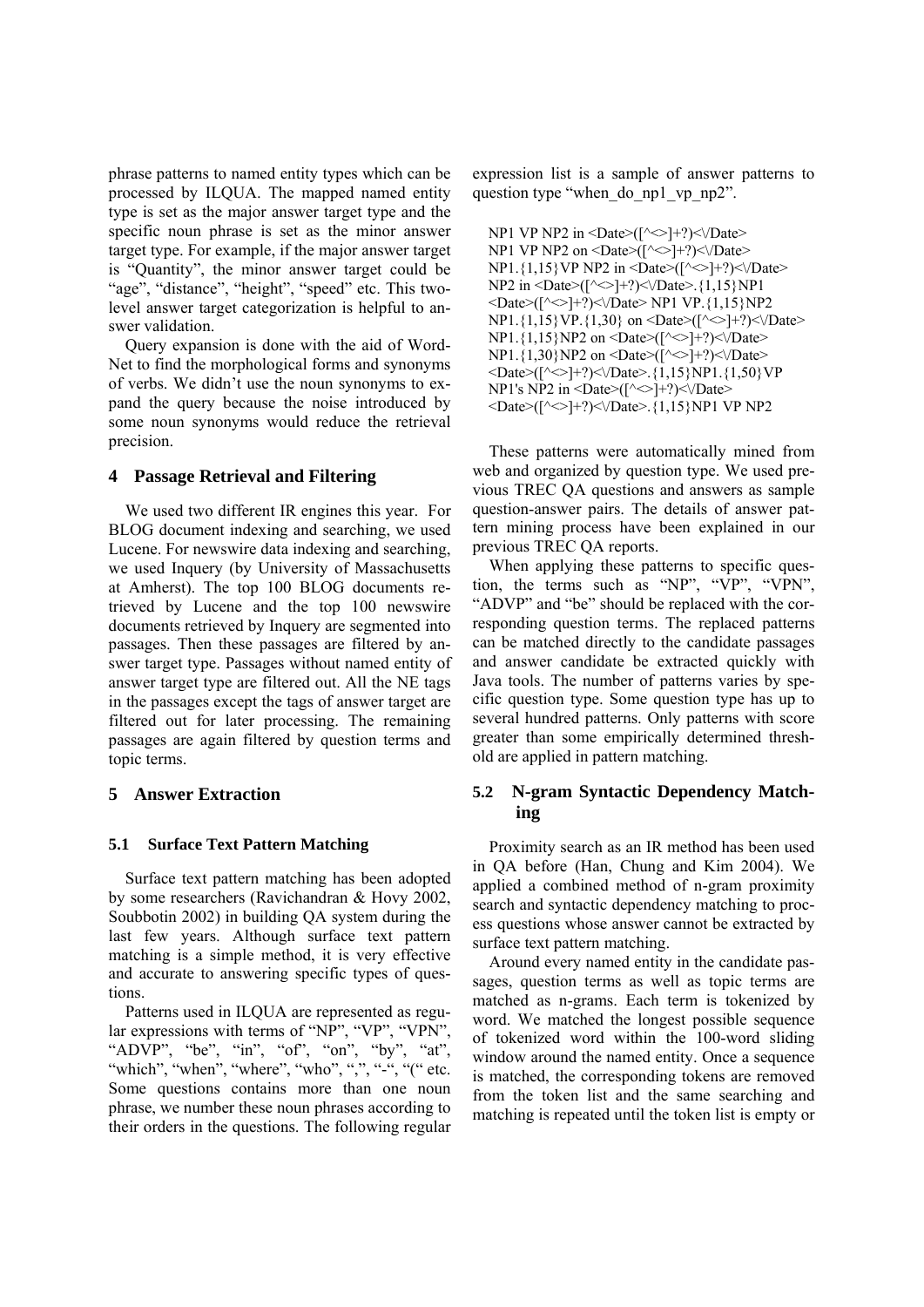phrase patterns to named entity types which can be processed by ILQUA. The mapped named entity type is set as the major answer target type and the specific noun phrase is set as the minor answer target type. For example, if the major answer target is "Quantity", the minor answer target could be "age", "distance", "height", "speed" etc. This two-level answer target categorization is helpful to answer validation.

Query expansion is done with the aid of WordNet to find the morphological forms and synonyms of verbs. We didn't use the noun synonyms to expand the query because the noise introduced by some noun synonyms would reduce the retrieval precision.

## 4 Passage Retrieval and Filtering

We used two different IR engines this year. For BLOG document indexing and searching, we used Lucene. For newswire data indexing and searching, we used Inquery (by University of Massachusetts at Amherst). The top 100 BLOG documents retrieved by Lucene and the top 100 newswire documents retrieved by Inquery are segmented into passages. Then these passages are filtered by answer target type. Passages without named entity of answer target type are filtered out. All the NE tags in the passages except the tags of answer target are filtered out for later processing. The remaining passages are again filtered by question terms and topic terms.

## 5 Answer Extraction

### 5.1 Surface Text Pattern Matching

Surface text pattern matching has been adopted by some researchers (Ravichandran & Hovy 2002, Soubbotin 2002) in building QA system during the last few years. Although surface text pattern matching is a simple method, it is very effective and accurate to answering specific types of questions.

Patterns used in ILQUA are represented as regular expressions with terms of "NP", "VP", "VPN", "ADVP", "be", "in", "of", "on", "by", "at", "which", "when", "where", "who", ",", "-", "(" etc. Some questions contains more than one noun phrase, we number these noun phrases according to their orders in the questions. The following regular expression list is a sample of answer patterns to question type "when_do_np1_vp_np2".

```
NP1 VP NP2 in <Date>([^<>]+?)<\/Date>
NP1 VP NP2 on <Date>([^<>]+?)<\/Date>
NP1.{1,15}VP NP2 in <Date>([^<>]+?)<\/Date>
NP2 in <Date>([^<>]+?)<\/Date>.{1,15}NP1
<Date>([^<>]+?)<\/Date> NP1 VP.{1,15}NP2
NP1.{1,15}VP.{1,30} on <Date>([^<>]+?)<\/Date>
NP1.{1,15}NP2 on <Date>([^<>]+?)<\/Date>
NP1.{1,30}NP2 on <Date>([^<>]+?)<\/Date>
<Date>([^<>]+?)<\/Date>.{1,15}NP1.{1,50}VP
NP1's NP2 in <Date>([^<>]+?)<\/Date>
<Date>([^<>]+?)<\/Date>.{1,15}NP1 VP NP2
```

These patterns were automatically mined from web and organized by question type. We used previous TREC QA questions and answers as sample question-answer pairs. The details of answer pattern mining process have been explained in our previous TREC QA reports.

When applying these patterns to specific question, the terms such as "NP", "VP", "VPN", "ADVP" and "be" should be replaced with the corresponding question terms. The replaced patterns can be matched directly to the candidate passages and answer candidate be extracted quickly with Java tools. The number of patterns varies by specific question type. Some question type has up to several hundred patterns. Only patterns with score greater than some empirically determined threshold are applied in pattern matching.

### 5.2 N-gram Syntactic Dependency Matching

Proximity search as an IR method has been used in QA before (Han, Chung and Kim 2004). We applied a combined method of n-gram proximity search and syntactic dependency matching to process questions whose answer cannot be extracted by surface text pattern matching.

Around every named entity in the candidate passages, question terms as well as topic terms are matched as n-grams. Each term is tokenized by word. We matched the longest possible sequence of tokenized word within the 100-word sliding window around the named entity. Once a sequence is matched, the corresponding tokens are removed from the token list and the same searching and matching is repeated until the token list is empty or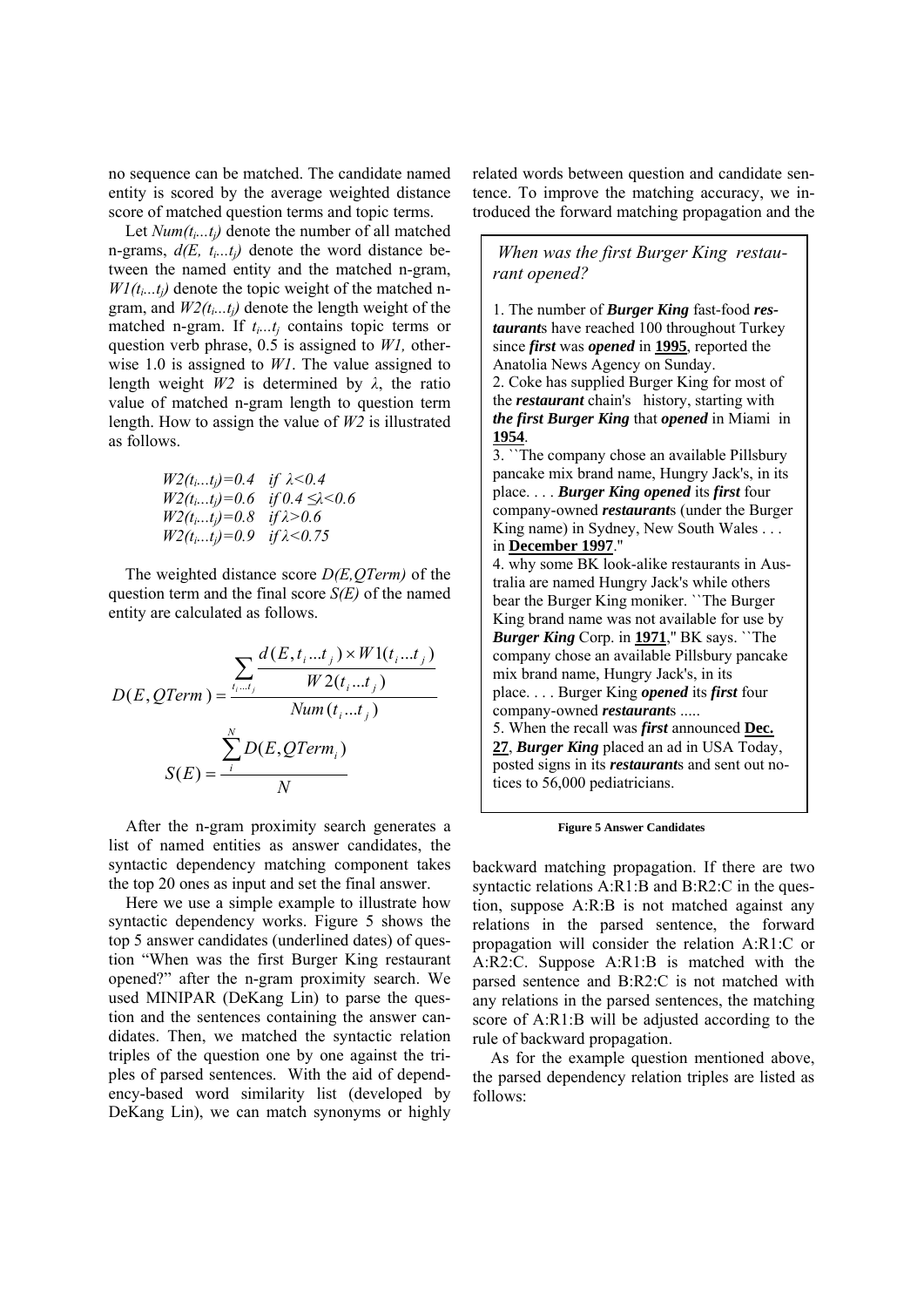no sequence can be matched. The candidate named entity is scored by the average weighted distance score of matched question terms and topic terms.

Let $Num(t_i...t_j)$ denote the number of all matched n-grams, $d(E, t_i...t_j)$ denote the word distance between the named entity and the matched n-gram, $W1(t_i...t_j)$ denote the topic weight of the matched n-gram, and $W2(t_i...t_j)$ denote the length weight of the matched n-gram. If $t_i...t_j$ contains topic terms or question verb phrase, 0.5 is assigned to $W1$, otherwise 1.0 is assigned to $W1$. The value assigned to length weight $W2$ is determined by $\lambda$, the ratio value of matched n-gram length to question term length. How to assign the value of $W2$ is illustrated as follows.

$W2(t_i...t_j)=0.4 \quad if\ \lambda<0.4$
$W2(t_i...t_j)=0.6 \quad if\ 0.4 \leq\lambda<0.6$
$W2(t_i...t_j)=0.8 \quad if\ \lambda>0.6$
$W2(t_i...t_j)=0.9 \quad if\ \lambda<0.75$

The weighted distance score $D(E,QTerm)$ of the question term and the final score $S(E)$ of the named entity are calculated as follows.

$$D(E, QTerm) = \frac{\sum_{t_i...t_j} \frac{d(E, t_i...t_j) \times W1(t_i...t_j)}{W2(t_i...t_j)}}{Num(t_i...t_j)}$$

$$S(E) = \frac{\sum_{i}^{N} D(E, QTerm_i)}{N}$$

After the n-gram proximity search generates a list of named entities as answer candidates, the syntactic dependency matching component takes the top 20 ones as input and set the final answer.

Here we use a simple example to illustrate how syntactic dependency works. Figure 5 shows the top 5 answer candidates (underlined dates) of question "When was the first Burger King restaurant opened?" after the n-gram proximity search. We used MINIPAR (DeKang Lin) to parse the question and the sentences containing the answer candidates. Then, we matched the syntactic relation triples of the question one by one against the triples of parsed sentences. With the aid of dependency-based word similarity list (developed by DeKang Lin), we can match synonyms or highly related words between question and candidate sentence. To improve the matching accuracy, we introduced the forward matching propagation and the backward matching propagation. If there are two syntactic relations A:R1:B and B:R2:C in the question, suppose A:R:B is not matched against any relations in the parsed sentence, the forward propagation will consider the relation A:R1:C or A:R2:C. Suppose A:R1:B is matched with the parsed sentence and B:R2:C is not matched with any relations in the parsed sentences, the matching score of A:R1:B will be adjusted according to the rule of backward propagation.

As for the example question mentioned above, the parsed dependency relation triples are listed as follows:

> *When was the first Burger King restaurant opened?*
>
> 1. The number of ***Burger King*** fast-food ***restaurant***s have reached 100 throughout Turkey since ***first*** was ***opened*** in **1995**, reported the Anatolia News Agency on Sunday.
> 2. Coke has supplied Burger King for most of the ***restaurant*** chain's history, starting with ***the first Burger King*** that ***opened*** in Miami in **1954**.
> 3. ``The company chose an available Pillsbury pancake mix brand name, Hungry Jack's, in its place. . . . ***Burger King opened*** its ***first*** four company-owned ***restaurant***s (under the Burger King name) in Sydney, New South Wales . . . in **December 1997**."
> 4. why some BK look-alike restaurants in Australia are named Hungry Jack's while others bear the Burger King moniker. ``The Burger King brand name was not available for use by ***Burger King*** Corp. in **1971**," BK says. ``The company chose an available Pillsbury pancake mix brand name, Hungry Jack's, in its place. . . . Burger King ***opened*** its ***first*** four company-owned ***restaurant***s .....
> 5. When the recall was ***first*** announced **Dec. 27**, ***Burger King*** placed an ad in USA Today, posted signs in its ***restaurant***s and sent out notices to 56,000 pediatricians.

**Figure 5 Answer Candidates**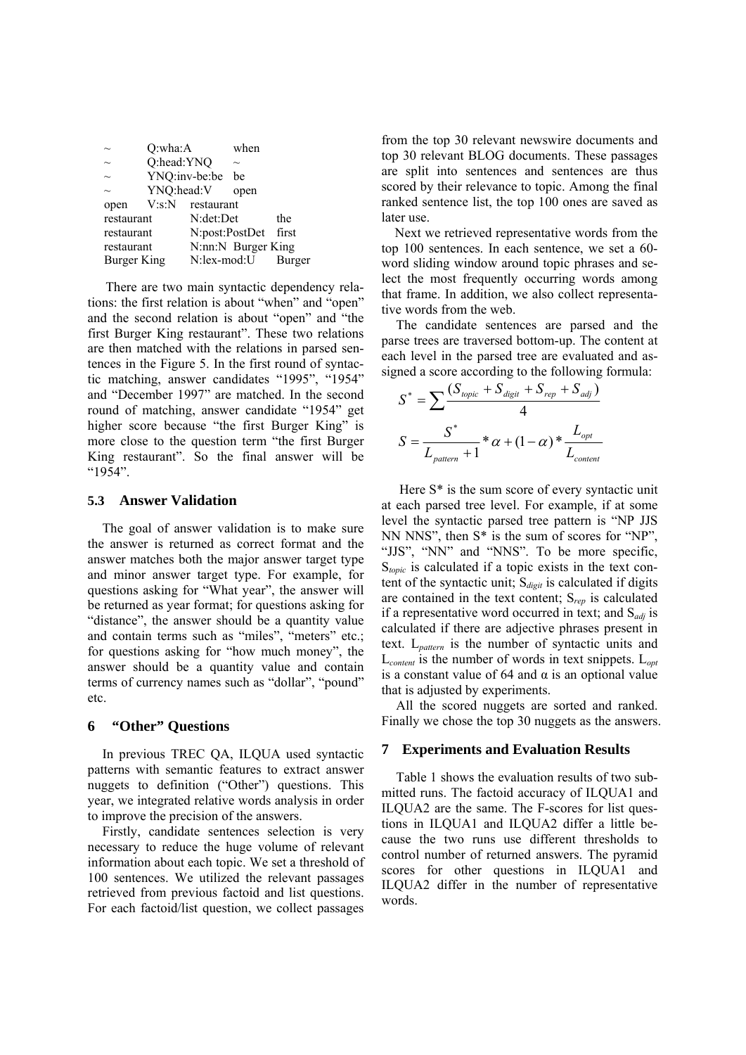| ~ | Q:wha:A | when |
|---|---|---|
| ~ | Q:head:YNQ | ~ |
| ~ | YNQ:inv-be:be | be |
| ~ | YNQ:head:V | open |
| open | V:s:N | restaurant |
| restaurant | N:det:Det | the |
| restaurant | N:post:PostDet | first |
| restaurant | N:nn:N | Burger King |
| Burger King | N:lex-mod:U | Burger |

There are two main syntactic dependency relations: the first relation is about "when" and "open" and the second relation is about "open" and "the first Burger King restaurant". These two relations are then matched with the relations in parsed sentences in the Figure 5. In the first round of syntactic matching, answer candidates "1995", "1954" and "December 1997" are matched. In the second round of matching, answer candidate "1954" get higher score because "the first Burger King" is more close to the question term "the first Burger King restaurant". So the final answer will be "1954".

### 5.3 Answer Validation

The goal of answer validation is to make sure the answer is returned as correct format and the answer matches both the major answer target type and minor answer target type. For example, for questions asking for "What year", the answer will be returned as year format; for questions asking for "distance", the answer should be a quantity value and contain terms such as "miles", "meters" etc.; for questions asking for "how much money", the answer should be a quantity value and contain terms of currency names such as "dollar", "pound" etc.

## 6 "Other" Questions

In previous TREC QA, ILQUA used syntactic patterns with semantic features to extract answer nuggets to definition ("Other") questions. This year, we integrated relative words analysis in order to improve the precision of the answers.

Firstly, candidate sentences selection is very necessary to reduce the huge volume of relevant information about each topic. We set a threshold of 100 sentences. We utilized the relevant passages retrieved from previous factoid and list questions. For each factoid/list question, we collect passages from the top 30 relevant newswire documents and top 30 relevant BLOG documents. These passages are split into sentences and sentences are thus scored by their relevance to topic. Among the final ranked sentence list, the top 100 ones are saved as later use.

Next we retrieved representative words from the top 100 sentences. In each sentence, we set a 60-word sliding window around topic phrases and select the most frequently occurring words among that frame. In addition, we also collect representative words from the web.

The candidate sentences are parsed and the parse trees are traversed bottom-up. The content at each level in the parsed tree are evaluated and assigned a score according to the following formula:

$$S^* = \sum \frac{(S_{topic} + S_{digit} + S_{rep} + S_{adj})}{4}$$

$$S = \frac{S^*}{L_{pattern} + 1} * \alpha + (1 - \alpha) * \frac{L_{opt}}{L_{content}}$$

Here $S^*$ is the sum score of every syntactic unit at each parsed tree level. For example, if at some level the syntactic parsed tree pattern is "NP JJS NN NNS", then $S^*$ is the sum of scores for "NP", "JJS", "NN" and "NNS". To be more specific, $S_{topic}$ is calculated if a topic exists in the text content of the syntactic unit; $S_{digit}$ is calculated if digits are contained in the text content; $S_{rep}$ is calculated if a representative word occurred in text; and $S_{adj}$ is calculated if there are adjective phrases present in text. $L_{pattern}$ is the number of syntactic units and $L_{content}$ is the number of words in text snippets. $L_{opt}$ is a constant value of 64 and $\alpha$ is an optional value that is adjusted by experiments.

All the scored nuggets are sorted and ranked. Finally we chose the top 30 nuggets as the answers.

## 7 Experiments and Evaluation Results

Table 1 shows the evaluation results of two submitted runs. The factoid accuracy of ILQUA1 and ILQUA2 are the same. The F-scores for list questions in ILQUA1 and ILQUA2 differ a little because the two runs use different thresholds to control number of returned answers. The pyramid scores for other questions in ILQUA1 and ILQUA2 differ in the number of representative words.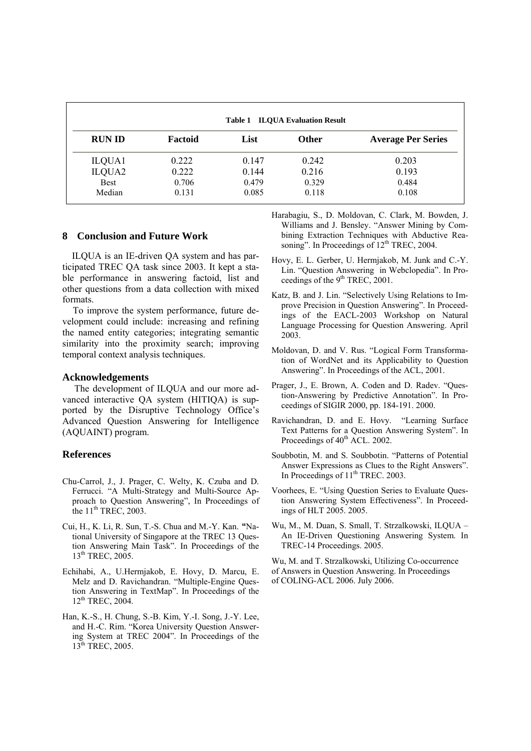Table 1 ILQUA Evaluation Result

| RUN ID | Factoid | List | Other | Average Per Series |
|---|---|---|---|---|
| ILQUA1 | 0.222 | 0.147 | 0.242 | 0.203 |
| ILQUA2 | 0.222 | 0.144 | 0.216 | 0.193 |
| Best | 0.706 | 0.479 | 0.329 | 0.484 |
| Median | 0.131 | 0.085 | 0.118 | 0.108 |

## 8 Conclusion and Future Work

ILQUA is an IE-driven QA system and has participated TREC QA task since 2003. It kept a stable performance in answering factoid, list and other questions from a data collection with mixed formats.

To improve the system performance, future development could include: increasing and refining the named entity categories; integrating semantic similarity into the proximity search; improving temporal context analysis techniques.

## Acknowledgements

The development of ILQUA and our more advanced interactive QA system (HITIQA) is supported by the Disruptive Technology Office's Advanced Question Answering for Intelligence (AQUAINT) program.

## References

Chu-Carrol, J., J. Prager, C. Welty, K. Czuba and D. Ferrucci. "A Multi-Strategy and Multi-Source Approach to Question Answering", In Proceedings of the 11th TREC, 2003.

Cui, H., K. Li, R. Sun, T.-S. Chua and M.-Y. Kan. "National University of Singapore at the TREC 13 Question Answering Main Task". In Proceedings of the 13th TREC, 2005.

Echihabi, A., U.Hermjakob, E. Hovy, D. Marcu, E. Melz and D. Ravichandran. "Multiple-Engine Question Answering in TextMap". In Proceedings of the 12th TREC, 2004.

Han, K.-S., H. Chung, S.-B. Kim, Y.-I. Song, J.-Y. Lee, and H.-C. Rim. "Korea University Question Answering System at TREC 2004". In Proceedings of the 13th TREC, 2005.

Harabagiu, S., D. Moldovan, C. Clark, M. Bowden, J. Williams and J. Bensley. "Answer Mining by Combining Extraction Techniques with Abductive Reasoning". In Proceedings of 12th TREC, 2004.

Hovy, E. L. Gerber, U. Hermjakob, M. Junk and C.-Y. Lin. "Question Answering in Webclopedia". In Proceedings of the 9th TREC, 2001.

Katz, B. and J. Lin. "Selectively Using Relations to Improve Precision in Question Answering". In Proceedings of the EACL-2003 Workshop on Natural Language Processing for Question Answering. April 2003.

Moldovan, D. and V. Rus. "Logical Form Transformation of WordNet and its Applicability to Question Answering". In Proceedings of the ACL, 2001.

Prager, J., E. Brown, A. Coden and D. Radev. "Question-Answering by Predictive Annotation". In Proceedings of SIGIR 2000, pp. 184-191. 2000.

Ravichandran, D. and E. Hovy. "Learning Surface Text Patterns for a Question Answering System". In Proceedings of 40th ACL. 2002.

Soubbotin, M. and S. Soubbotin. "Patterns of Potential Answer Expressions as Clues to the Right Answers". In Proceedings of 11th TREC. 2003.

Voorhees, E. "Using Question Series to Evaluate Question Answering System Effectiveness". In Proceedings of HLT 2005. 2005.

Wu, M., M. Duan, S. Small, T. Strzalkowski, ILQUA – An IE-Driven Questioning Answering System. In TREC-14 Proceedings. 2005.

Wu, M. and T. Strzalkowski, Utilizing Co-occurrence of Answers in Question Answering. In Proceedings of COLING-ACL 2006. July 2006.